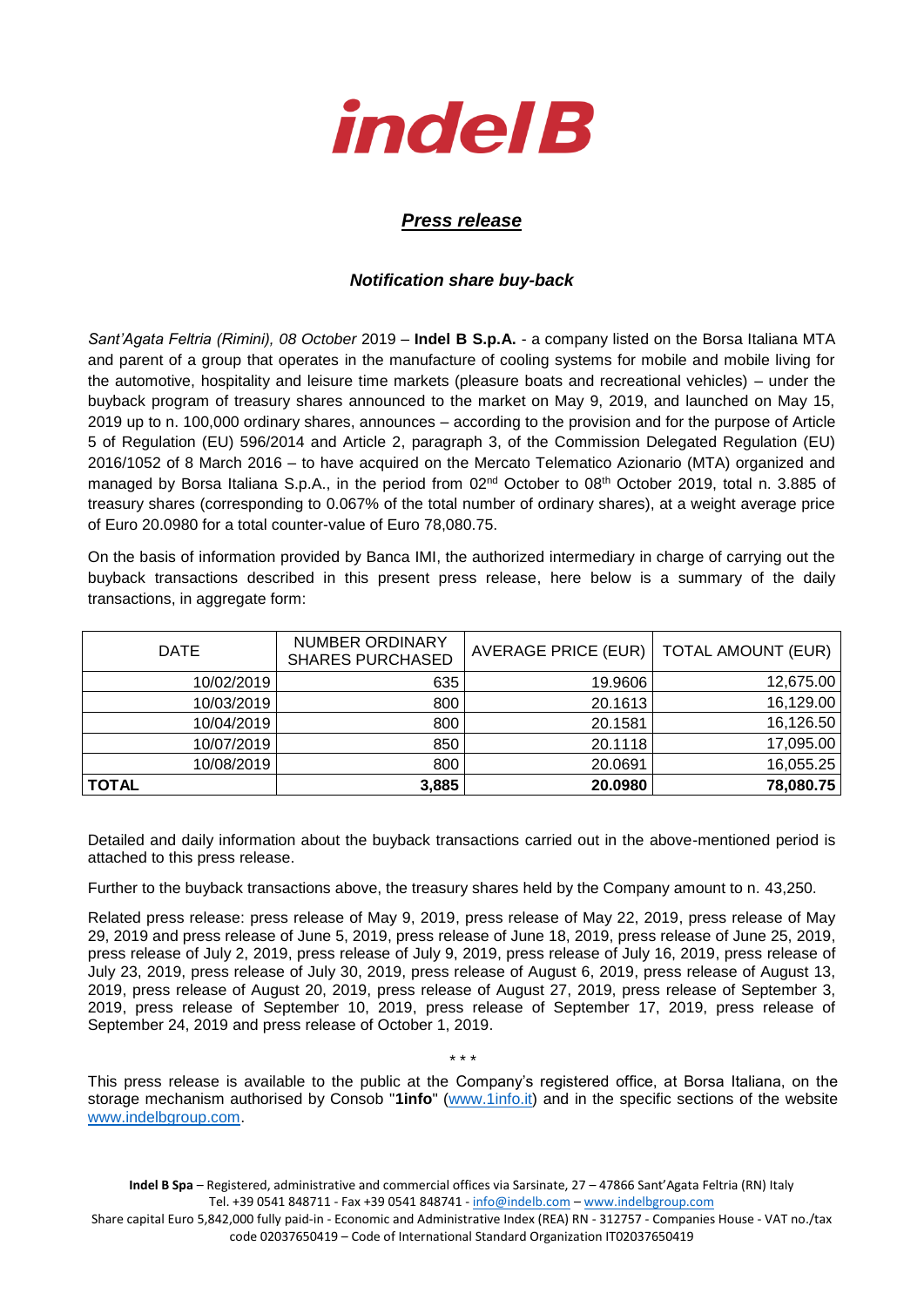# indel B

## *Press release*

### *Notification share buy-back*

*Sant'Agata Feltria (Rimini), 08 October* 2019 – **Indel B S.p.A.** - a company listed on the Borsa Italiana MTA and parent of a group that operates in the manufacture of cooling systems for mobile and mobile living for the automotive, hospitality and leisure time markets (pleasure boats and recreational vehicles) – under the buyback program of treasury shares announced to the market on May 9, 2019, and launched on May 15, 2019 up to n. 100,000 ordinary shares, announces – according to the provision and for the purpose of Article 5 of Regulation (EU) 596/2014 and Article 2, paragraph 3, of the Commission Delegated Regulation (EU) 2016/1052 of 8 March 2016 – to have acquired on the Mercato Telematico Azionario (MTA) organized and managed by Borsa Italiana S.p.A., in the period from 02nd October to 08th October 2019, total n. 3.885 of treasury shares (corresponding to 0.067% of the total number of ordinary shares), at a weight average price of Euro 20.0980 for a total counter-value of Euro 78,080.75.

On the basis of information provided by Banca IMI, the authorized intermediary in charge of carrying out the buyback transactions described in this present press release, here below is a summary of the daily transactions, in aggregate form:

| DATE | NUMBER ORDINARY SHARES PURCHASED | AVERAGE PRICE (EUR) | TOTAL AMOUNT (EUR) |
|---|---|---|---|
| 10/02/2019 | 635 | 19.9606 | 12,675.00 |
| 10/03/2019 | 800 | 20.1613 | 16,129.00 |
| 10/04/2019 | 800 | 20.1581 | 16,126.50 |
| 10/07/2019 | 850 | 20.1118 | 17,095.00 |
| 10/08/2019 | 800 | 20.0691 | 16,055.25 |
| **TOTAL** | **3,885** | **20.0980** | **78,080.75** |

Detailed and daily information about the buyback transactions carried out in the above-mentioned period is attached to this press release.

Further to the buyback transactions above, the treasury shares held by the Company amount to n. 43,250.

Related press release: press release of May 9, 2019, press release of May 22, 2019, press release of May 29, 2019 and press release of June 5, 2019, press release of June 18, 2019, press release of June 25, 2019, press release of July 2, 2019, press release of July 9, 2019, press release of July 16, 2019, press release of July 23, 2019, press release of July 30, 2019, press release of August 6, 2019, press release of August 13, 2019, press release of August 20, 2019, press release of August 27, 2019, press release of September 3, 2019, press release of September 10, 2019, press release of September 17, 2019, press release of September 24, 2019 and press release of October 1, 2019.

\* \* \*

This press release is available to the public at the Company's registered office, at Borsa Italiana, on the storage mechanism authorised by Consob "**1info**" (www.1info.it) and in the specific sections of the website www.indelbgroup.com.

**Indel B Spa** – Registered, administrative and commercial offices via Sarsinate, 27 – 47866 Sant'Agata Feltria (RN) Italy
Tel. +39 0541 848711 - Fax +39 0541 848741 - info@indelb.com – www.indelbgroup.com
Share capital Euro 5,842,000 fully paid-in - Economic and Administrative Index (REA) RN - 312757 - Companies House - VAT no./tax code 02037650419 – Code of International Standard Organization IT02037650419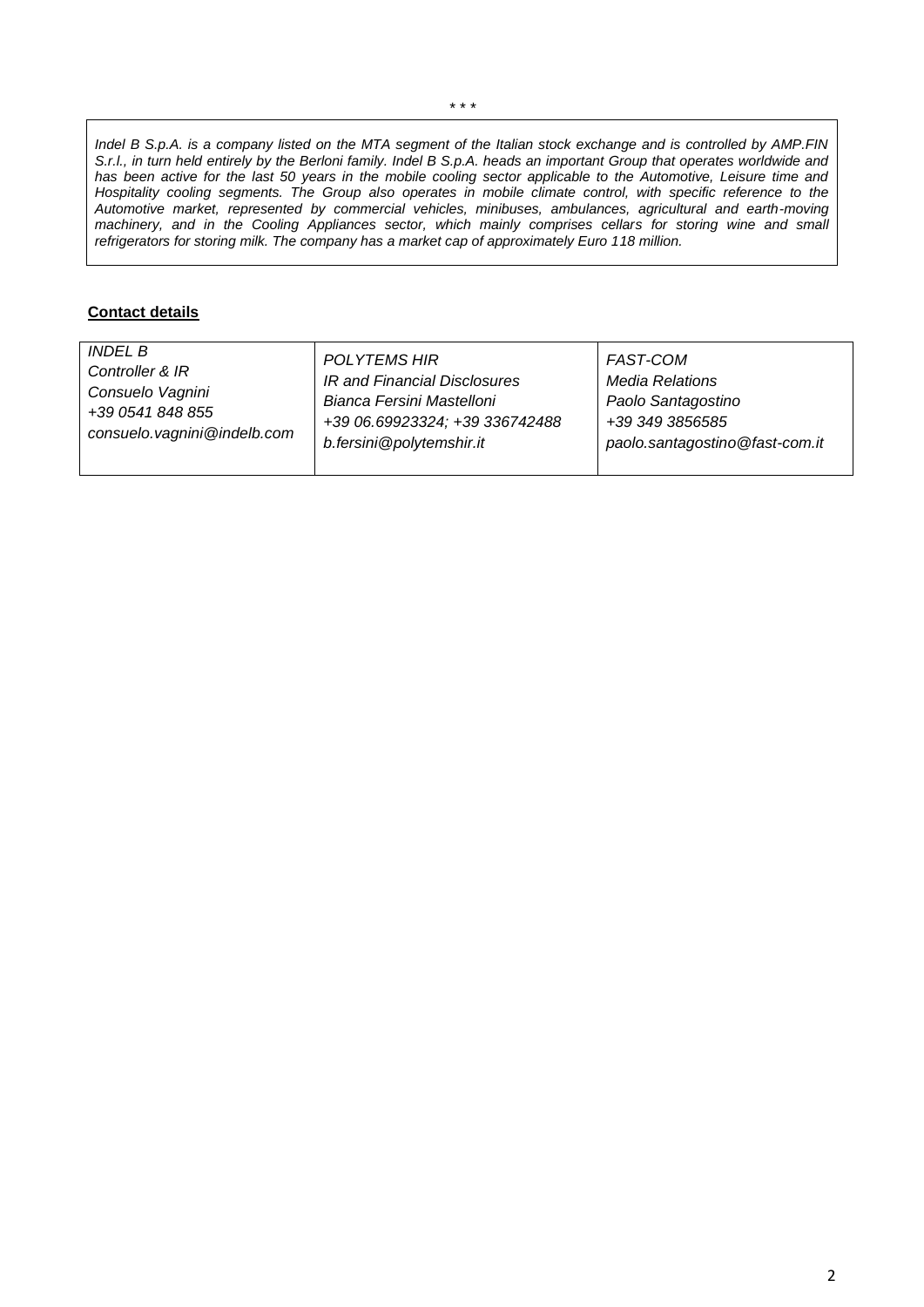\* \* \*

*Indel B S.p.A. is a company listed on the MTA segment of the Italian stock exchange and is controlled by AMP.FIN S.r.l., in turn held entirely by the Berloni family. Indel B S.p.A. heads an important Group that operates worldwide and has been active for the last 50 years in the mobile cooling sector applicable to the Automotive, Leisure time and Hospitality cooling segments. The Group also operates in mobile climate control, with specific reference to the Automotive market, represented by commercial vehicles, minibuses, ambulances, agricultural and earth-moving machinery, and in the Cooling Appliances sector, which mainly comprises cellars for storing wine and small refrigerators for storing milk. The company has a market cap of approximately Euro 118 million.*

**<u>Contact details</u>**

| *INDEL B*<br>*Controller & IR*<br>*Consuelo Vagnini*<br>*+39 0541 848 855*<br>*consuelo.vagnini@indelb.com* | *POLYTEMS HIR*<br>*IR and Financial Disclosures*<br>*Bianca Fersini Mastelloni*<br>*+39 06.69923324; +39 336742488*<br>*b.fersini@polytemshir.it* | *FAST-COM*<br>*Media Relations*<br>*Paolo Santagostino*<br>*+39 349 3856585*<br>*paolo.santagostino@fast-com.it* |
|---|---|---|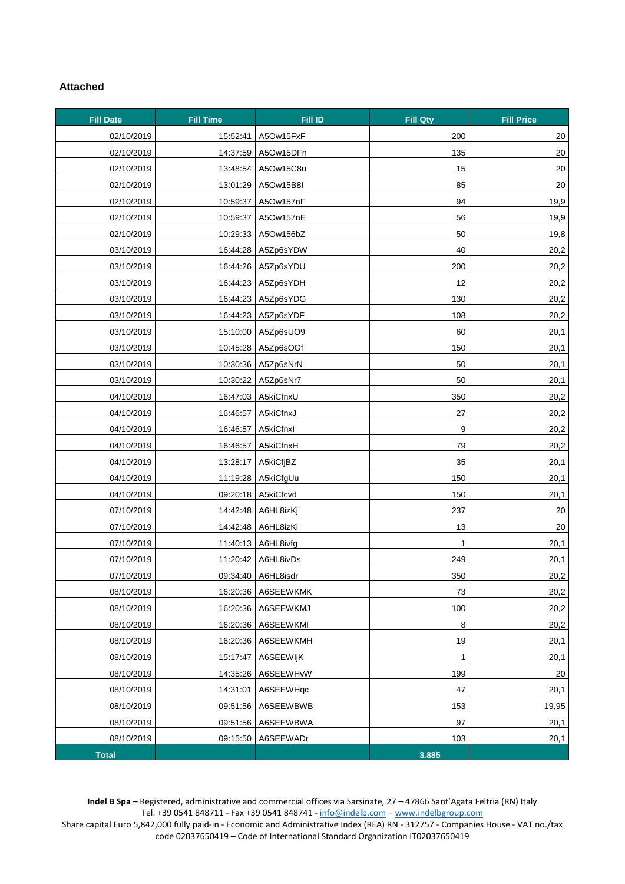**Attached**

| Fill Date | Fill Time | Fill ID | Fill Qty | Fill Price |
|---|---|---|---|---|
| 02/10/2019 | 15:52:41 | A5Ow15FxF | 200 | 20 |
| 02/10/2019 | 14:37:59 | A5Ow15DFn | 135 | 20 |
| 02/10/2019 | 13:48:54 | A5Ow15C8u | 15 | 20 |
| 02/10/2019 | 13:01:29 | A5Ow15B8I | 85 | 20 |
| 02/10/2019 | 10:59:37 | A5Ow157nF | 94 | 19,9 |
| 02/10/2019 | 10:59:37 | A5Ow157nE | 56 | 19,9 |
| 02/10/2019 | 10:29:33 | A5Ow156bZ | 50 | 19,8 |
| 03/10/2019 | 16:44:28 | A5Zp6sYDW | 40 | 20,2 |
| 03/10/2019 | 16:44:26 | A5Zp6sYDU | 200 | 20,2 |
| 03/10/2019 | 16:44:23 | A5Zp6sYDH | 12 | 20,2 |
| 03/10/2019 | 16:44:23 | A5Zp6sYDG | 130 | 20,2 |
| 03/10/2019 | 16:44:23 | A5Zp6sYDF | 108 | 20,2 |
| 03/10/2019 | 15:10:00 | A5Zp6sUO9 | 60 | 20,1 |
| 03/10/2019 | 10:45:28 | A5Zp6sOGf | 150 | 20,1 |
| 03/10/2019 | 10:30:36 | A5Zp6sNrN | 50 | 20,1 |
| 03/10/2019 | 10:30:22 | A5Zp6sNr7 | 50 | 20,1 |
| 04/10/2019 | 16:47:03 | A5kiCfnxU | 350 | 20,2 |
| 04/10/2019 | 16:46:57 | A5kiCfnxJ | 27 | 20,2 |
| 04/10/2019 | 16:46:57 | A5kiCfnxI | 9 | 20,2 |
| 04/10/2019 | 16:46:57 | A5kiCfnxH | 79 | 20,2 |
| 04/10/2019 | 13:28:17 | A5kiCfjBZ | 35 | 20,1 |
| 04/10/2019 | 11:19:28 | A5kiCfgUu | 150 | 20,1 |
| 04/10/2019 | 09:20:18 | A5kiCfcvd | 150 | 20,1 |
| 07/10/2019 | 14:42:48 | A6HL8izKj | 237 | 20 |
| 07/10/2019 | 14:42:48 | A6HL8izKi | 13 | 20 |
| 07/10/2019 | 11:40:13 | A6HL8ivfg | 1 | 20,1 |
| 07/10/2019 | 11:20:42 | A6HL8ivDs | 249 | 20,1 |
| 07/10/2019 | 09:34:40 | A6HL8isdr | 350 | 20,2 |
| 08/10/2019 | 16:20:36 | A6SEEWKMK | 73 | 20,2 |
| 08/10/2019 | 16:20:36 | A6SEEWKMJ | 100 | 20,2 |
| 08/10/2019 | 16:20:36 | A6SEEWKMI | 8 | 20,2 |
| 08/10/2019 | 16:20:36 | A6SEEWKMH | 19 | 20,1 |
| 08/10/2019 | 15:17:47 | A6SEEWIjK | 1 | 20,1 |
| 08/10/2019 | 14:35:26 | A6SEEWHvW | 199 | 20 |
| 08/10/2019 | 14:31:01 | A6SEEWHqc | 47 | 20,1 |
| 08/10/2019 | 09:51:56 | A6SEEWBWB | 153 | 19,95 |
| 08/10/2019 | 09:51:56 | A6SEEWBWA | 97 | 20,1 |
| 08/10/2019 | 09:15:50 | A6SEEWADr | 103 | 20,1 |
| **Total** | | | **3.885** | |

**Indel B Spa** – Registered, administrative and commercial offices via Sarsinate, 27 – 47866 Sant'Agata Feltria (RN) Italy
Tel. +39 0541 848711 - Fax +39 0541 848741 - info@indelb.com – www.indelbgroup.com
Share capital Euro 5,842,000 fully paid-in - Economic and Administrative Index (REA) RN - 312757 - Companies House - VAT no./tax code 02037650419 – Code of International Standard Organization IT02037650419